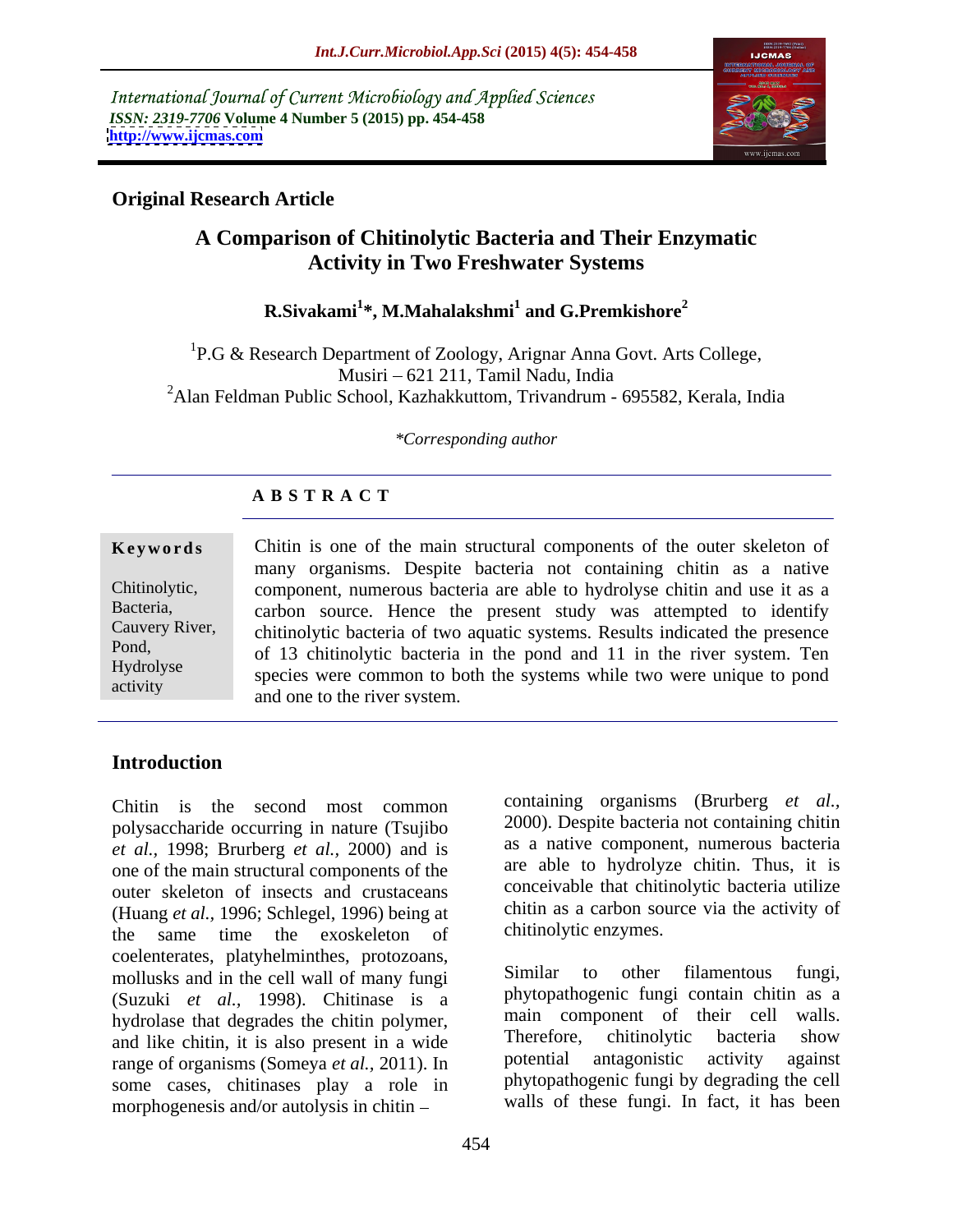International Journal of Current Microbiology and Applied Sciences
*ISSN: 2319-7706* **Volume 4 Number 5 (2015) pp. 454-458**
**http://www.ijcmas.com**

**Original Research Article**

# A Comparison of Chitinolytic Bacteria and Their Enzymatic Activity in Two Freshwater Systems

**R.Sivakami[1]*, M.Mahalakshmi[1] and G.Premkishore[2]**

[1]P.G & Research Department of Zoology, Arignar Anna Govt. Arts College, Musiri – 621 211, Tamil Nadu, India
[2]Alan Feldman Public School, Kazhakkuttom, Trivandrum - 695582, Kerala, India

*\*Corresponding author*

## A B S T R A C T

**Keywords**

Chitinolytic, Bacteria, Cauvery River, Pond, Hydrolyse activity

Chitin is one of the main structural components of the outer skeleton of many organisms. Despite bacteria not containing chitin as a native component, numerous bacteria are able to hydrolyse chitin and use it as a carbon source. Hence the present study was attempted to identify chitinolytic bacteria of two aquatic systems. Results indicated the presence of 13 chitinolytic bacteria in the pond and 11 in the river system. Ten species were common to both the systems while two were unique to pond and one to the river system.

## Introduction

Chitin is the second most common polysaccharide occurring in nature (Tsujibo *et al.,* 1998; Brurberg *et al.,* 2000) and is one of the main structural components of the outer skeleton of insects and crustaceans (Huang *et al.,* 1996; Schlegel, 1996) being at the same time the exoskeleton of coelenterates, platyhelminthes, protozoans, mollusks and in the cell wall of many fungi (Suzuki *et al.,* 1998). Chitinase is a hydrolase that degrades the chitin polymer, and like chitin, it is also present in a wide range of organisms (Someya *et al.,* 2011). In some cases, chitinases play a role in morphogenesis and/or autolysis in chitin – containing organisms (Brurberg *et al.,* 2000). Despite bacteria not containing chitin as a native component, numerous bacteria are able to hydrolyze chitin. Thus, it is conceivable that chitinolytic bacteria utilize chitin as a carbon source via the activity of chitinolytic enzymes.

Similar to other filamentous fungi, phytopathogenic fungi contain chitin as a main component of their cell walls. Therefore, chitinolytic bacteria show potential antagonistic activity against phytopathogenic fungi by degrading the cell walls of these fungi. In fact, it has been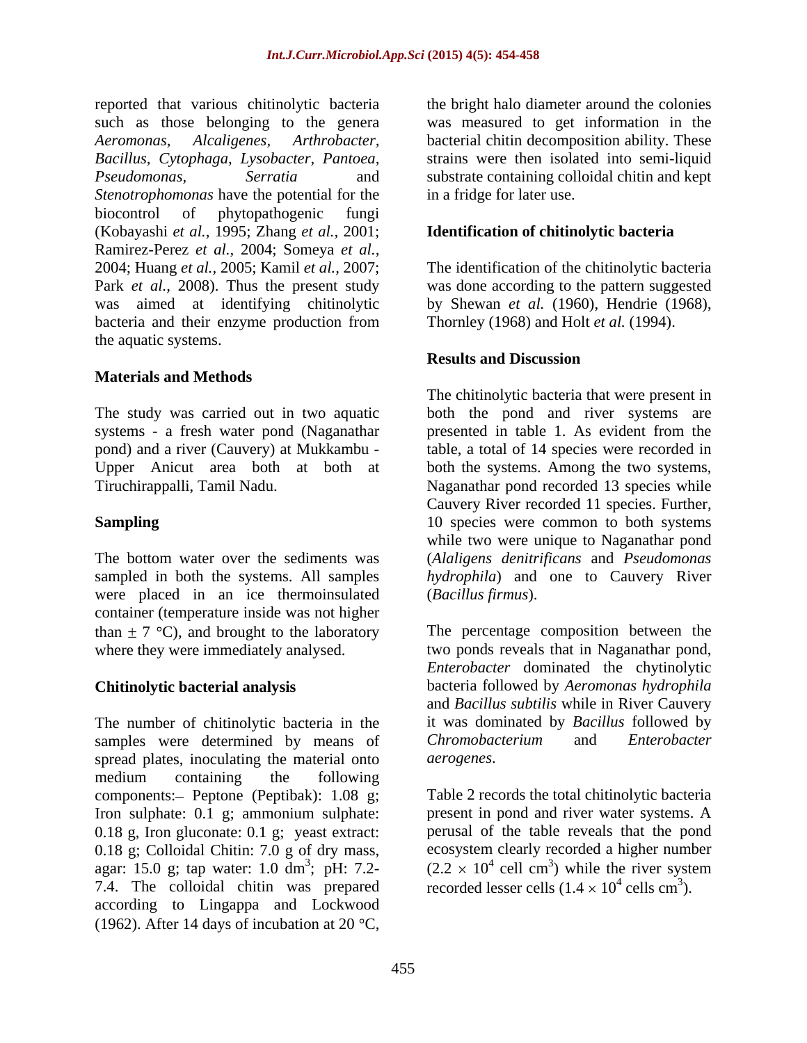reported that various chitinolytic bacteria such as those belonging to the genera *Aeromonas*, *Alcaligenes*, *Arthrobacter*, *Bacillus*, *Cytophaga*, *Lysobacter*, *Pantoea*, *Pseudomonas*, *Serratia* and *Stenotrophomonas* have the potential for the biocontrol of phytopathogenic fungi (Kobayashi *et al.,* 1995; Zhang *et al.,* 2001; Ramirez-Perez *et al.*, 2004; Someya *et al.*, 2004; Huang *et al.,* 2005; Kamil *et al.,* 2007; Park *et al.,* 2008). Thus the present study was aimed at identifying chitinolytic bacteria and their enzyme production from the aquatic systems.

## Materials and Methods

The study was carried out in two aquatic systems - a fresh water pond (Naganathar pond) and a river (Cauvery) at Mukkambu - Upper Anicut area both at both at Tiruchirappalli, Tamil Nadu.

### Sampling

The bottom water over the sediments was sampled in both the systems. All samples were placed in an ice thermoinsulated container (temperature inside was not higher than ± 7 °C), and brought to the laboratory where they were immediately analysed.

### Chitinolytic bacterial analysis

The number of chitinolytic bacteria in the samples were determined by means of spread plates, inoculating the material onto medium containing the following components:– Peptone (Peptibak): 1.08 g; Iron sulphate: 0.1 g; ammonium sulphate: 0.18 g, Iron gluconate: 0.1 g; yeast extract: 0.18 g; Colloidal Chitin: 7.0 g of dry mass, agar: 15.0 g; tap water: 1.0 $dm^3$; pH: 7.2-7.4. The colloidal chitin was prepared according to Lingappa and Lockwood (1962). After 14 days of incubation at 20 °C, the bright halo diameter around the colonies was measured to get information in the bacterial chitin decomposition ability. These strains were then isolated into semi-liquid substrate containing colloidal chitin and kept in a fridge for later use.

### Identification of chitinolytic bacteria

The identification of the chitinolytic bacteria was done according to the pattern suggested by Shewan *et al.* (1960), Hendrie (1968), Thornley (1968) and Holt *et al.* (1994).

## Results and Discussion

The chitinolytic bacteria that were present in both the pond and river systems are presented in table 1. As evident from the table, a total of 14 species were recorded in both the systems. Among the two systems, Naganathar pond recorded 13 species while Cauvery River recorded 11 species. Further, 10 species were common to both systems while two were unique to Naganathar pond (*Alaligens denitrificans* and *Pseudomonas hydrophila*) and one to Cauvery River (*Bacillus firmus*).

The percentage composition between the two ponds reveals that in Naganathar pond, *Enterobacter* dominated the chytinolytic bacteria followed by *Aeromonas hydrophila* and *Bacillus subtilis* while in River Cauvery it was dominated by *Bacillus* followed by *Chromobacterium* and *Enterobacter aerogenes*.

Table 2 records the total chitinolytic bacteria present in pond and river water systems. A perusal of the table reveals that the pond ecosystem clearly recorded a higher number ($2.2 \times 10^4$ cell $cm^3$) while the river system recorded lesser cells ($1.4 \times 10^4$ cells $cm^3$).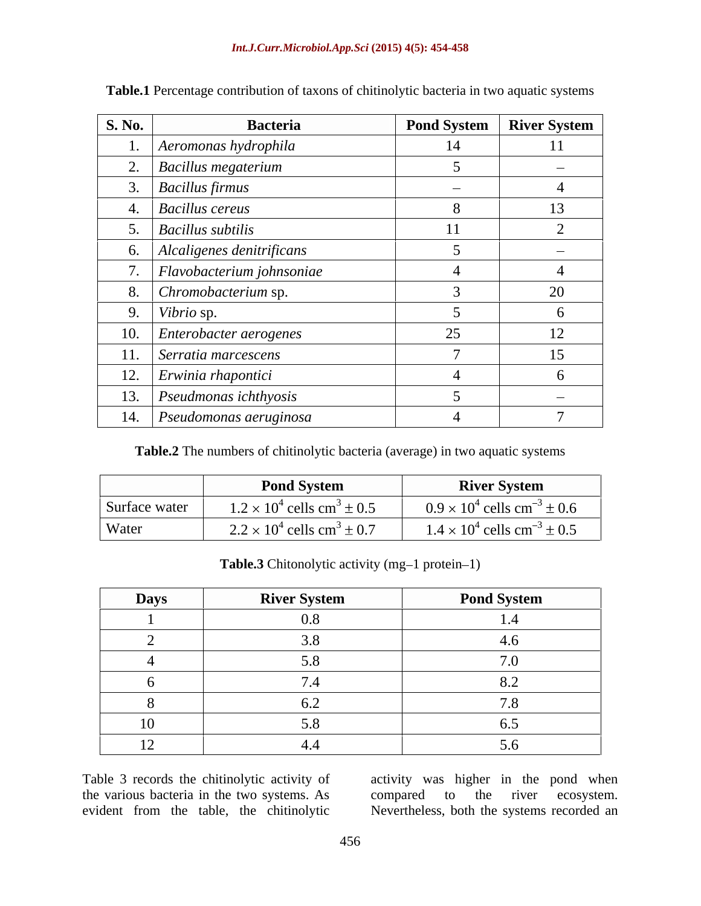**Table.1** Percentage contribution of taxons of chitinolytic bacteria in two aquatic systems

| S. No. | Bacteria | Pond System | River System |
|---|---|---|---|
| 1. | *Aeromonas hydrophila* | 14 | 11 |
| 2. | *Bacillus megaterium* | 5 | – |
| 3. | *Bacillus firmus* | – | 4 |
| 4. | *Bacillus cereus* | 8 | 13 |
| 5. | *Bacillus subtilis* | 11 | 2 |
| 6. | *Alcaligenes denitrificans* | 5 | – |
| 7. | *Flavobacterium johnsoniae* | 4 | 4 |
| 8. | *Chromobacterium* sp. | 3 | 20 |
| 9. | *Vibrio* sp. | 5 | 6 |
| 10. | *Enterobacter aerogenes* | 25 | 12 |
| 11. | *Serratia marcescens* | 7 | 15 |
| 12. | *Erwinia rhapontici* | 4 | 6 |
| 13. | *Pseudmonas ichthyosis* | 5 | – |
| 14. | *Pseudomonas aeruginosa* | 4 | 7 |

**Table.2** The numbers of chitinolytic bacteria (average) in two aquatic systems

| | Pond System | River System |
|---|---|---|
| Surface water | $1.2 \times 10^4$ cells cm$^3 \pm 0.5$ | $0.9 \times 10^4$ cells cm$^{-3} \pm 0.6$ |
| Water | $2.2 \times 10^4$ cells cm$^3 \pm 0.7$ | $1.4 \times 10^4$ cells cm$^{-3} \pm 0.5$ |

**Table.3** Chitonolytic activity (mg–1 protein–1)

| Days | River System | Pond System |
|---|---|---|
| 1 | 0.8 | 1.4 |
| 2 | 3.8 | 4.6 |
| 4 | 5.8 | 7.0 |
| 6 | 7.4 | 8.2 |
| 8 | 6.2 | 7.8 |
| 10 | 5.8 | 6.5 |
| 12 | 4.4 | 5.6 |

Table 3 records the chitinolytic activity of the various bacteria in the two systems. As evident from the table, the chitinolytic activity was higher in the pond when compared to the river ecosystem. Nevertheless, both the systems recorded an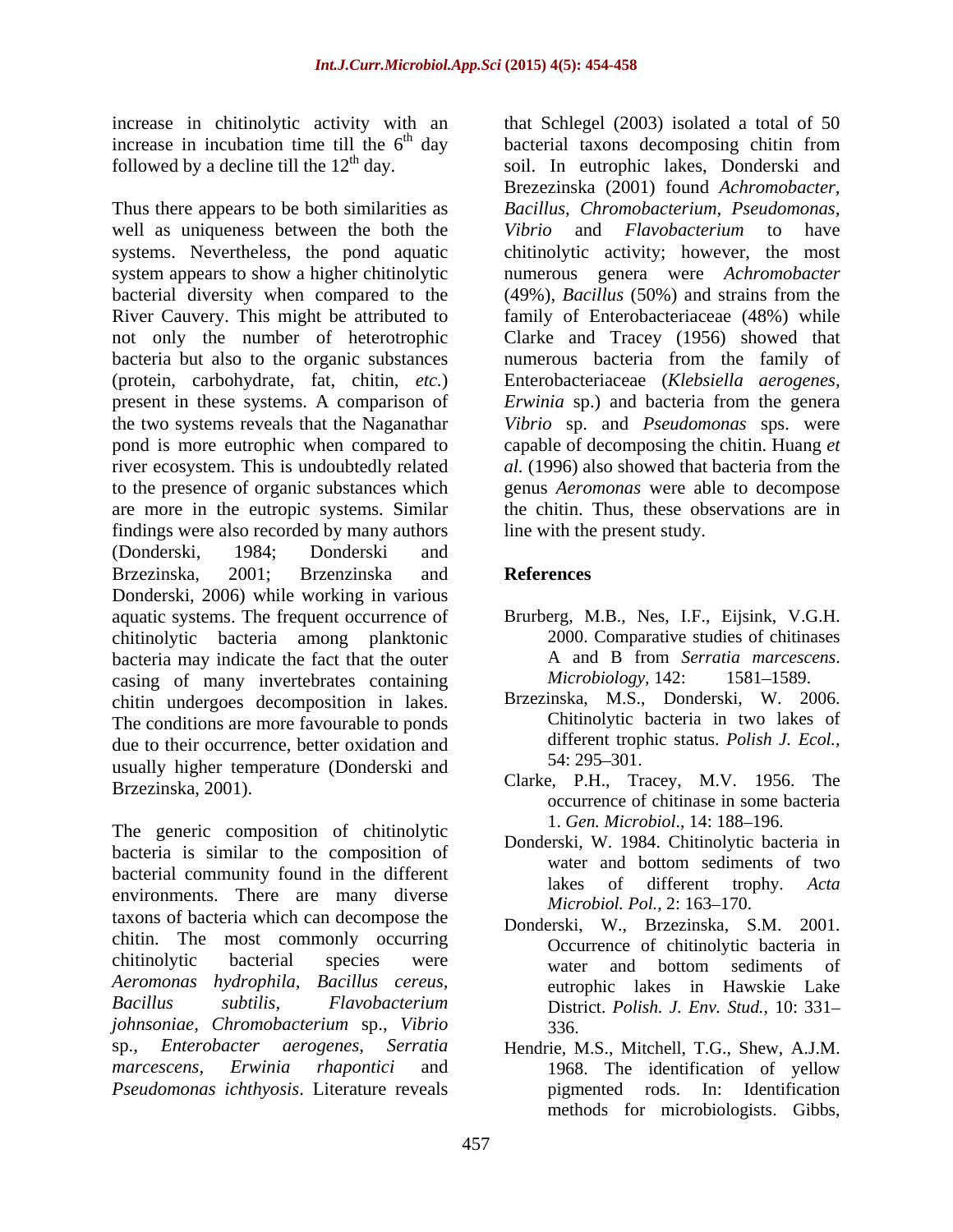increase in chitinolytic activity with an increase in incubation time till the 6$^{th}$ day followed by a decline till the 12$^{th}$ day.

Thus there appears to be both similarities as well as uniqueness between the both the systems. Nevertheless, the pond aquatic system appears to show a higher chitinolytic bacterial diversity when compared to the River Cauvery. This might be attributed to not only the number of heterotrophic bacteria but also to the organic substances (protein, carbohydrate, fat, chitin, *etc.*) present in these systems. A comparison of the two systems reveals that the Naganathar pond is more eutrophic when compared to river ecosystem. This is undoubtedly related to the presence of organic substances which are more in the eutropic systems. Similar findings were also recorded by many authors (Donderski, 1984; Donderski and Brzezinska, 2001; Brzenzinska and Donderski, 2006) while working in various aquatic systems. The frequent occurrence of chitinolytic bacteria among planktonic bacteria may indicate the fact that the outer casing of many invertebrates containing chitin undergoes decomposition in lakes. The conditions are more favourable to ponds due to their occurrence, better oxidation and usually higher temperature (Donderski and Brzezinska, 2001).

The generic composition of chitinolytic bacteria is similar to the composition of bacterial community found in the different environments. There are many diverse taxons of bacteria which can decompose the chitin. The most commonly occurring chitinolytic bacterial species were *Aeromonas hydrophila*, *Bacillus cereus*, *Bacillus subtilis*, *Flavobacterium johnsoniae*, *Chromobacterium* sp., *Vibrio* sp., *Enterobacter aerogenes*, *Serratia marcescens*, *Erwinia rhapontici* and *Pseudomonas ichthyosis*. Literature reveals that Schlegel (2003) isolated a total of 50 bacterial taxons decomposing chitin from soil. In eutrophic lakes, Donderski and Brezezinska (2001) found *Achromobacter, Bacillus, Chromobacterium, Pseudomonas, Vibrio* and *Flavobacterium* to have chitinolytic activity; however, the most numerous genera were *Achromobacter* (49%), *Bacillus* (50%) and strains from the family of Enterobacteriaceae (48%) while Clarke and Tracey (1956) showed that numerous bacteria from the family of Enterobacteriaceae (*Klebsiella aerogenes*, *Erwinia* sp.) and bacteria from the genera *Vibrio* sp. and *Pseudomonas* sps. were capable of decomposing the chitin. Huang *et al.* (1996) also showed that bacteria from the genus *Aeromonas* were able to decompose the chitin. Thus, these observations are in line with the present study.

## References

Brurberg, M.B., Nes, I.F., Eijsink, V.G.H. 2000. Comparative studies of chitinases A and B from *Serratia marcescens*. *Microbiology,* 142: 1581–1589.

Brzezinska, M.S., Donderski, W. 2006. Chitinolytic bacteria in two lakes of different trophic status. *Polish J. Ecol.,* 54: 295–301.

Clarke, P.H., Tracey, M.V. 1956. The occurrence of chitinase in some bacteria 1. *Gen. Microbiol*., 14: 188–196.

Donderski, W. 1984. Chitinolytic bacteria in water and bottom sediments of two lakes of different trophy. *Acta Microbiol. Pol.,* 2: 163–170.

Donderski, W., Brzezinska, S.M. 2001. Occurrence of chitinolytic bacteria in water and bottom sediments of eutrophic lakes in Hawskie Lake District. *Polish. J. Env. Stud.,* 10: 331–336.

Hendrie, M.S., Mitchell, T.G., Shew, A.J.M. 1968. The identification of yellow pigmented rods. In: Identification methods for microbiologists. Gibbs,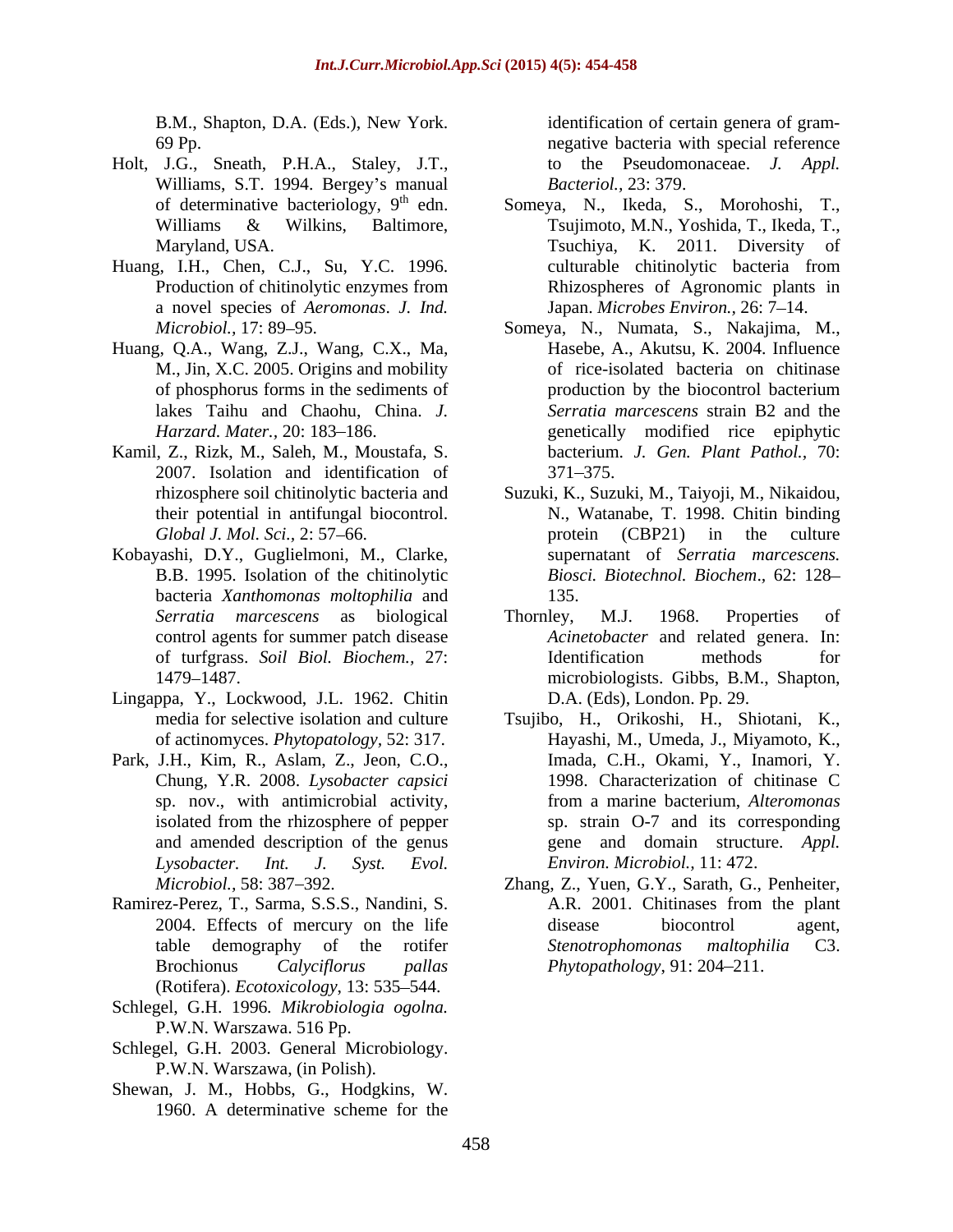B.M., Shapton, D.A. (Eds.), New York. 69 Pp.

Holt, J.G., Sneath, P.H.A., Staley, J.T., Williams, S.T. 1994. Bergey's manual of determinative bacteriology, 9th edn. Williams & Wilkins, Baltimore, Maryland, USA.

Huang, I.H., Chen, C.J., Su, Y.C. 1996. Production of chitinolytic enzymes from a novel species of *Aeromonas*. *J. Ind. Microbiol.*, 17: 89–95.

Huang, Q.A., Wang, Z.J., Wang, C.X., Ma, M., Jin, X.C. 2005. Origins and mobility of phosphorus forms in the sediments of lakes Taihu and Chaohu, China. *J. Harzard. Mater.*, 20: 183–186.

Kamil, Z., Rizk, M., Saleh, M., Moustafa, S. 2007. Isolation and identification of rhizosphere soil chitinolytic bacteria and their potential in antifungal biocontrol. *Global J. Mol. Sci.*, 2: 57–66.

Kobayashi, D.Y., Guglielmoni, M., Clarke, B.B. 1995. Isolation of the chitinolytic bacteria *Xanthomonas moltophilia* and *Serratia marcescens* as biological control agents for summer patch disease of turfgrass. *Soil Biol. Biochem.*, 27: 1479–1487.

Lingappa, Y., Lockwood, J.L. 1962. Chitin media for selective isolation and culture of actinomyces. *Phytopatology*, 52: 317.

Park, J.H., Kim, R., Aslam, Z., Jeon, C.O., Chung, Y.R. 2008. *Lysobacter capsici* sp. nov., with antimicrobial activity, isolated from the rhizosphere of pepper and amended description of the genus *Lysobacter*. *Int. J. Syst. Evol. Microbiol.*, 58: 387–392.

Ramirez-Perez, T., Sarma, S.S.S., Nandini, S. 2004. Effects of mercury on the life table demography of the rotifer Brochionus *Calyciflorus pallas* (Rotifera). *Ecotoxicology*, 13: 535–544.

Schlegel, G.H. 1996*. Mikrobiologia ogolna.* P.W.N. Warszawa. 516 Pp.

Schlegel, G.H. 2003. General Microbiology. P.W.N. Warszawa, (in Polish).

Shewan, J. M., Hobbs, G., Hodgkins, W. 1960. A determinative scheme for the identification of certain genera of gram-negative bacteria with special reference to the Pseudomonaceae. *J. Appl. Bacteriol.*, 23: 379.

Someya, N., Ikeda, S., Morohoshi, T., Tsujimoto, M.N., Yoshida, T., Ikeda, T., Tsuchiya, K. 2011. Diversity of culturable chitinolytic bacteria from Rhizospheres of Agronomic plants in Japan. *Microbes Environ.*, 26: 7–14.

Someya, N., Numata, S., Nakajima, M., Hasebe, A., Akutsu, K. 2004. Influence of rice-isolated bacteria on chitinase production by the biocontrol bacterium *Serratia marcescens* strain B2 and the genetically modified rice epiphytic bacterium. *J. Gen. Plant Pathol.*, 70: 371–375.

Suzuki, K., Suzuki, M., Taiyoji, M., Nikaidou, N., Watanabe, T. 1998. Chitin binding protein (CBP21) in the culture supernatant of *Serratia marcescens. Biosci. Biotechnol. Biochem*., 62: 128–135.

Thornley, M.J. 1968. Properties of *Acinetobacter* and related genera. In: Identification methods for microbiologists. Gibbs, B.M., Shapton, D.A. (Eds), London. Pp. 29.

Tsujibo, H., Orikoshi, H., Shiotani, K., Hayashi, M., Umeda, J., Miyamoto, K., Imada, C.H., Okami, Y., Inamori, Y. 1998. Characterization of chitinase C from a marine bacterium, *Alteromonas* sp. strain O-7 and its corresponding gene and domain structure. *Appl. Environ. Microbiol.*, 11: 472.

Zhang, Z., Yuen, G.Y., Sarath, G., Penheiter, A.R. 2001. Chitinases from the plant disease biocontrol agent, *Stenotrophomonas maltophilia* C3. *Phytopathology*, 91: 204–211.